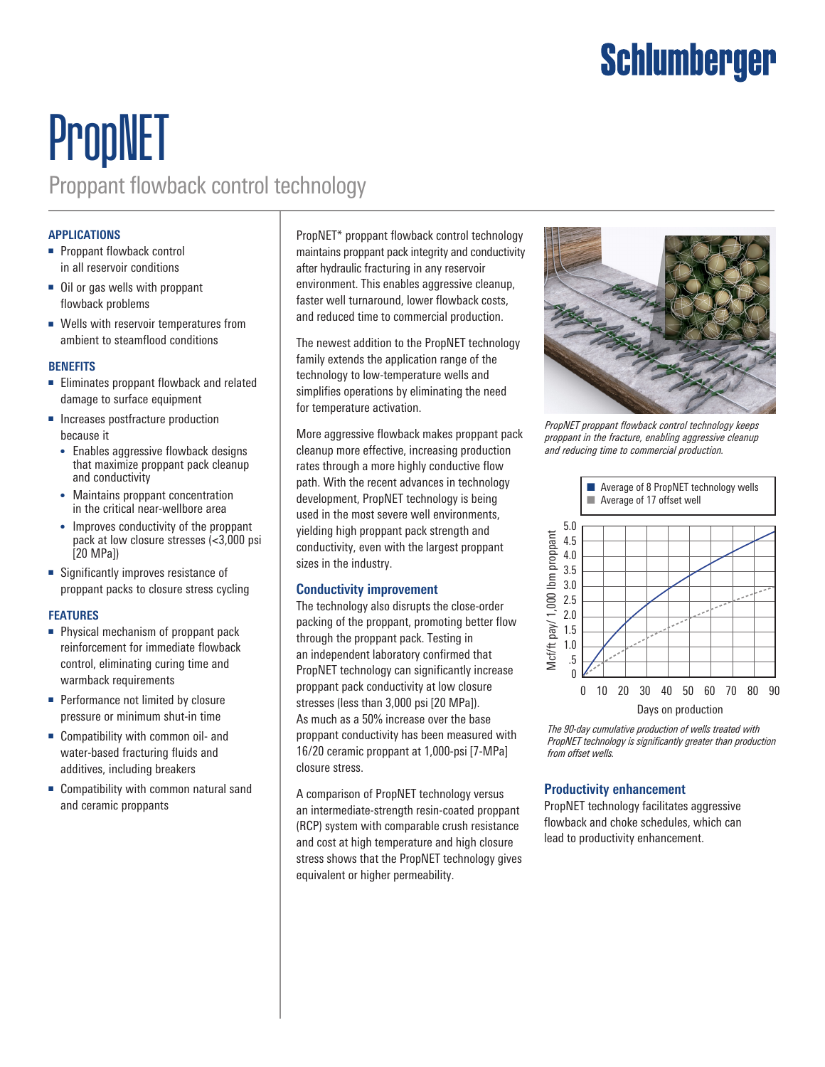# PropNET

## Proppant flowback control technology

### APPLICATIONS

- Proppant flowback control in all reservoir conditions
- Oil or gas wells with proppant flowback problems
- Wells with reservoir temperatures from ambient to steamflood conditions

### BENEFITS

- Eliminates proppant flowback and related damage to surface equipment
- Increases postfracture production because it
  - Enables aggressive flowback designs that maximize proppant pack cleanup and conductivity
  - Maintains proppant concentration in the critical near-wellbore area
  - Improves conductivity of the proppant pack at low closure stresses (<3,000 psi [20 MPa])
- Significantly improves resistance of proppant packs to closure stress cycling

### FEATURES

- Physical mechanism of proppant pack reinforcement for immediate flowback control, eliminating curing time and warmback requirements
- Performance not limited by closure pressure or minimum shut-in time
- Compatibility with common oil- and water-based fracturing fluids and additives, including breakers
- Compatibility with common natural sand and ceramic proppants

PropNET* proppant flowback control technology maintains proppant pack integrity and conductivity after hydraulic fracturing in any reservoir environment. This enables aggressive cleanup, faster well turnaround, lower flowback costs, and reduced time to commercial production.

The newest addition to the PropNET technology family extends the application range of the technology to low-temperature wells and simplifies operations by eliminating the need for temperature activation.

More aggressive flowback makes proppant pack cleanup more effective, increasing production rates through a more highly conductive flow path. With the recent advances in technology development, PropNET technology is being used in the most severe well environments, yielding high proppant pack strength and conductivity, even with the largest proppant sizes in the industry.

### Conductivity improvement

The technology also disrupts the close-order packing of the proppant, promoting better flow through the proppant pack. Testing in an independent laboratory confirmed that PropNET technology can significantly increase proppant pack conductivity at low closure stresses (less than 3,000 psi [20 MPa]). As much as a 50% increase over the base proppant conductivity has been measured with 16/20 ceramic proppant at 1,000-psi [7-MPa] closure stress.

A comparison of PropNET technology versus an intermediate-strength resin-coated proppant (RCP) system with comparable crush resistance and cost at high temperature and high closure stress shows that the PropNET technology gives equivalent or higher permeability.

*PropNET proppant flowback control technology keeps proppant in the fracture, enabling aggressive cleanup and reducing time to commercial production.*

*The 90-day cumulative production of wells treated with PropNET technology is significantly greater than production from offset wells.*

### Productivity enhancement

PropNET technology facilitates aggressive flowback and choke schedules, which can lead to productivity enhancement.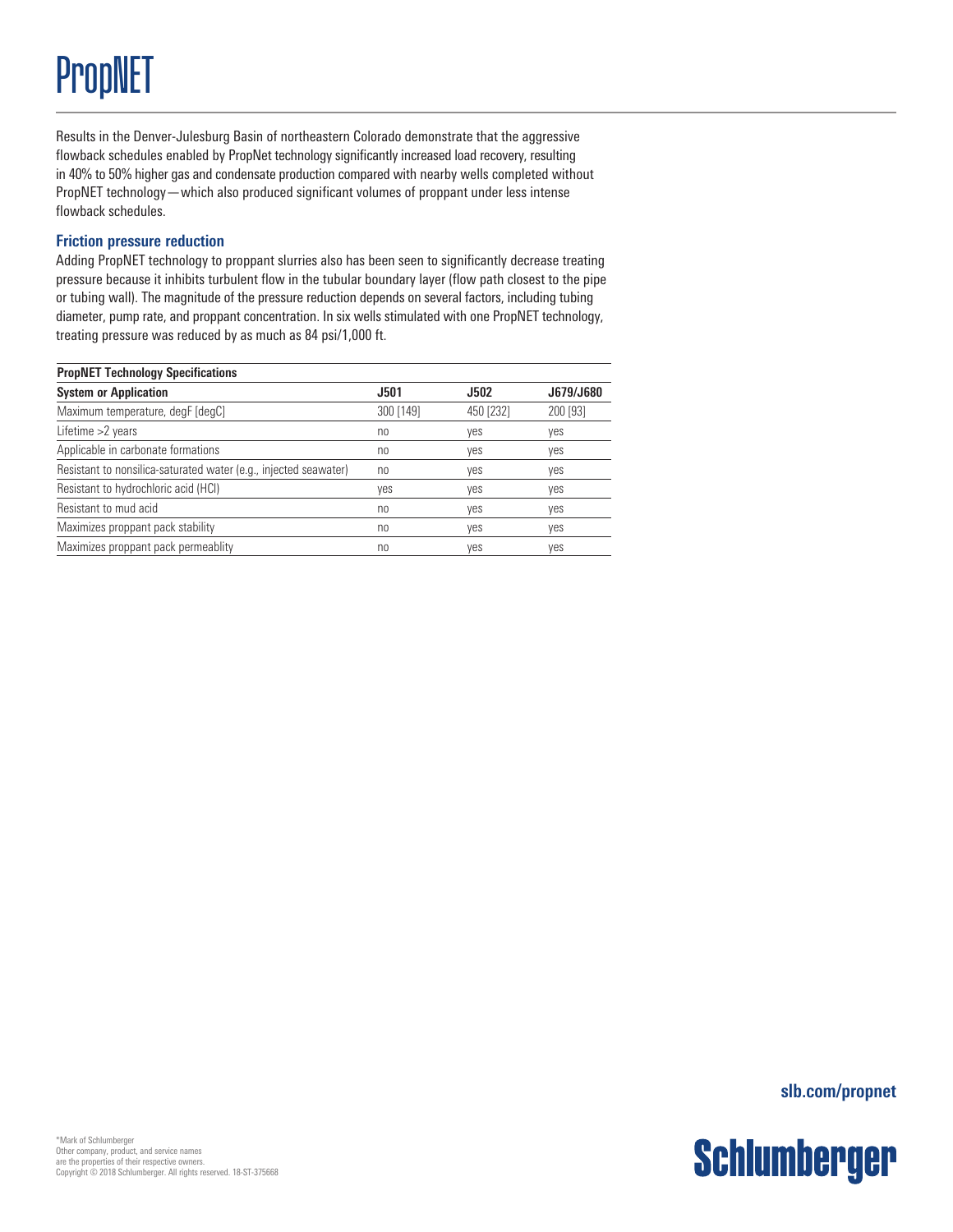# PropNET

Results in the Denver-Julesburg Basin of northeastern Colorado demonstrate that the aggressive flowback schedules enabled by PropNet technology significantly increased load recovery, resulting in 40% to 50% higher gas and condensate production compared with nearby wells completed without PropNET technology—which also produced significant volumes of proppant under less intense flowback schedules.

### Friction pressure reduction

Adding PropNET technology to proppant slurries also has been seen to significantly decrease treating pressure because it inhibits turbulent flow in the tubular boundary layer (flow path closest to the pipe or tubing wall). The magnitude of the pressure reduction depends on several factors, including tubing diameter, pump rate, and proppant concentration. In six wells stimulated with one PropNET technology, treating pressure was reduced by as much as 84 psi/1,000 ft.

**PropNET Technology Specifications**

| System or Application | J501 | J502 | J679/J680 |
|---|---|---|---|
| Maximum temperature, degF [degC] | 300 [149] | 450 [232] | 200 [93] |
| Lifetime >2 years | no | yes | yes |
| Applicable in carbonate formations | no | yes | yes |
| Resistant to nonsilica-saturated water (e.g., injected seawater) | no | yes | yes |
| Resistant to hydrochloric acid (HCl) | yes | yes | yes |
| Resistant to mud acid | no | yes | yes |
| Maximizes proppant pack stability | no | yes | yes |
| Maximizes proppant pack permeablity | no | yes | yes |

**slb.com/propnet**

*Mark of Schlumberger
Other company, product, and service names are the properties of their respective owners.
Copyright © 2018 Schlumberger. All rights reserved. 18-ST-375668

Schlumberger